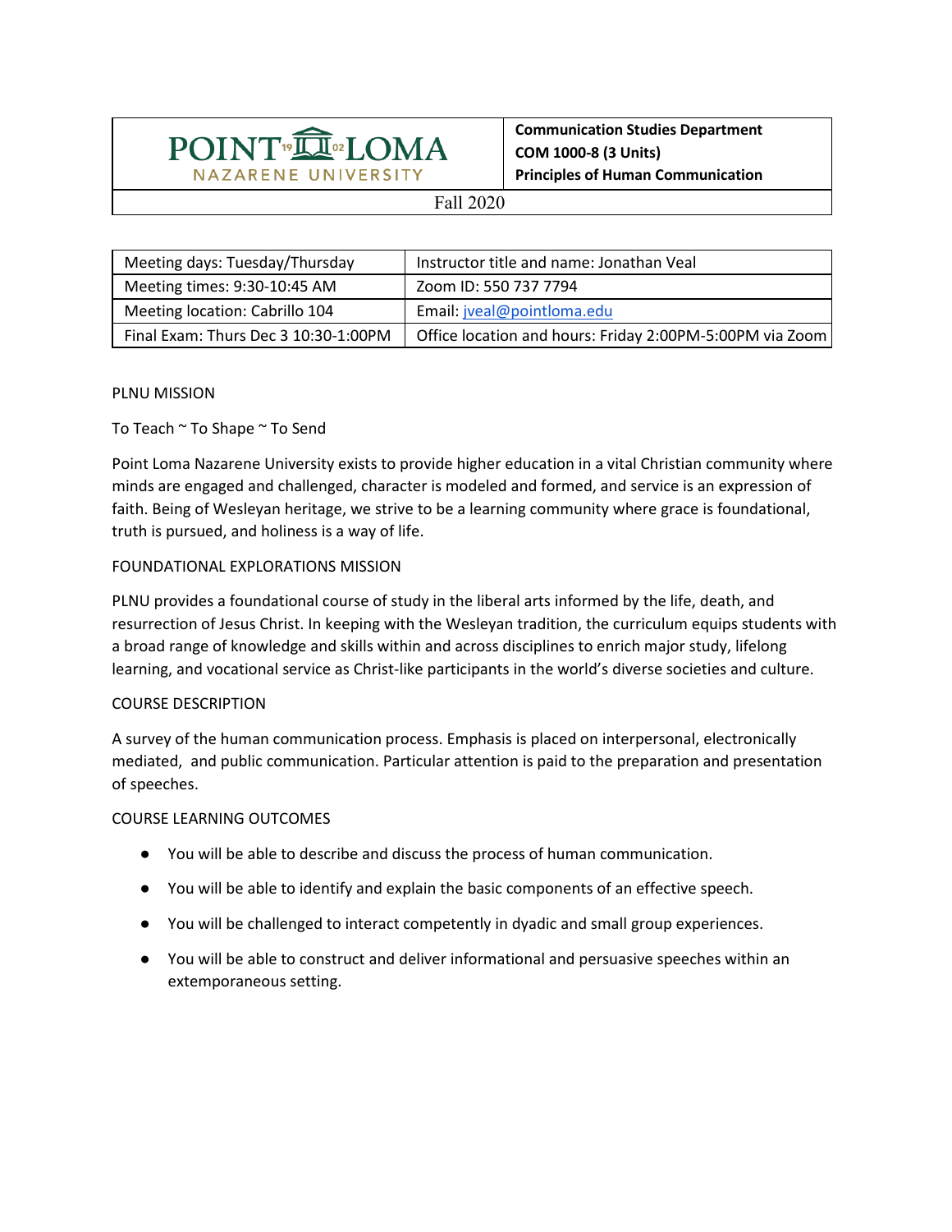| POINT LOMA NAZARENE UNIVERSITY | **Communication Studies Department**<br>**COM 1000-8 (3 Units)**<br>**Principles of Human Communication** |
|---|---|

Fall 2020

| Meeting days: Tuesday/Thursday | Instructor title and name: Jonathan Veal |
|---|---|
| Meeting times: 9:30-10:45 AM | Zoom ID: 550 737 7794 |
| Meeting location: Cabrillo 104 | Email: jveal@pointloma.edu |
| Final Exam: Thurs Dec 3 10:30-1:00PM | Office location and hours: Friday 2:00PM-5:00PM via Zoom |

## PLNU MISSION

To Teach ~ To Shape ~ To Send

Point Loma Nazarene University exists to provide higher education in a vital Christian community where minds are engaged and challenged, character is modeled and formed, and service is an expression of faith. Being of Wesleyan heritage, we strive to be a learning community where grace is foundational, truth is pursued, and holiness is a way of life.

## FOUNDATIONAL EXPLORATIONS MISSION

PLNU provides a foundational course of study in the liberal arts informed by the life, death, and resurrection of Jesus Christ. In keeping with the Wesleyan tradition, the curriculum equips students with a broad range of knowledge and skills within and across disciplines to enrich major study, lifelong learning, and vocational service as Christ-like participants in the world's diverse societies and culture.

## COURSE DESCRIPTION

A survey of the human communication process. Emphasis is placed on interpersonal, electronically mediated, and public communication. Particular attention is paid to the preparation and presentation of speeches.

## COURSE LEARNING OUTCOMES

- You will be able to describe and discuss the process of human communication.
- You will be able to identify and explain the basic components of an effective speech.
- You will be challenged to interact competently in dyadic and small group experiences.
- You will be able to construct and deliver informational and persuasive speeches within an extemporaneous setting.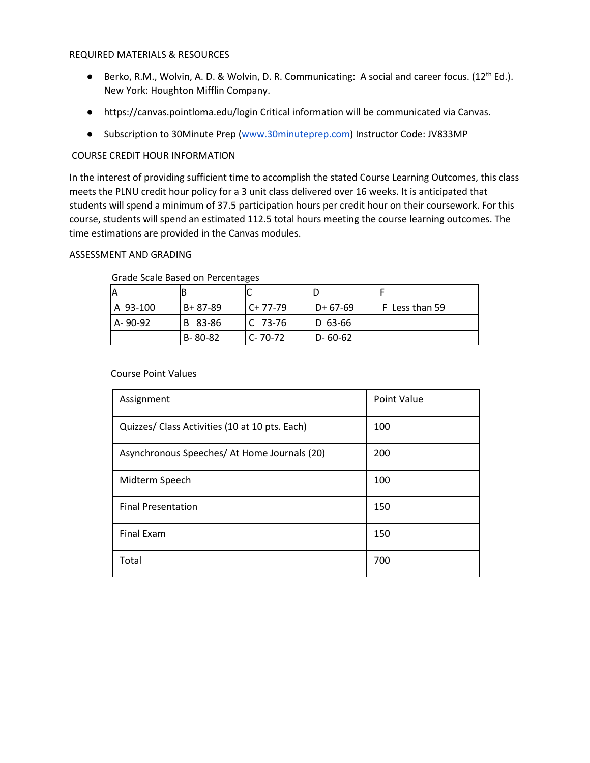## REQUIRED MATERIALS & RESOURCES

- Berko, R.M., Wolvin, A. D. & Wolvin, D. R. Communicating: A social and career focus. (12th Ed.). New York: Houghton Mifflin Company.
- https://canvas.pointloma.edu/login Critical information will be communicated via Canvas.
- Subscription to 30Minute Prep ([www.30minuteprep.com](http://www.30minuteprep.com)) Instructor Code: JV833MP

## COURSE CREDIT HOUR INFORMATION

In the interest of providing sufficient time to accomplish the stated Course Learning Outcomes, this class meets the PLNU credit hour policy for a 3 unit class delivered over 16 weeks. It is anticipated that students will spend a minimum of 37.5 participation hours per credit hour on their coursework. For this course, students will spend an estimated 112.5 total hours meeting the course learning outcomes. The time estimations are provided in the Canvas modules.

## ASSESSMENT AND GRADING

Grade Scale Based on Percentages

| A | B | C | D | F |
|---|---|---|---|---|
| A 93-100 | B+ 87-89 | C+ 77-79 | D+ 67-69 | F Less than 59 |
| A- 90-92 | B 83-86 | C 73-76 | D 63-66 | |
| | B- 80-82 | C- 70-72 | D- 60-62 | |

Course Point Values

| Assignment | Point Value |
|---|---|
| Quizzes/ Class Activities (10 at 10 pts. Each) | 100 |
| Asynchronous Speeches/ At Home Journals (20) | 200 |
| Midterm Speech | 100 |
| Final Presentation | 150 |
| Final Exam | 150 |
| Total | 700 |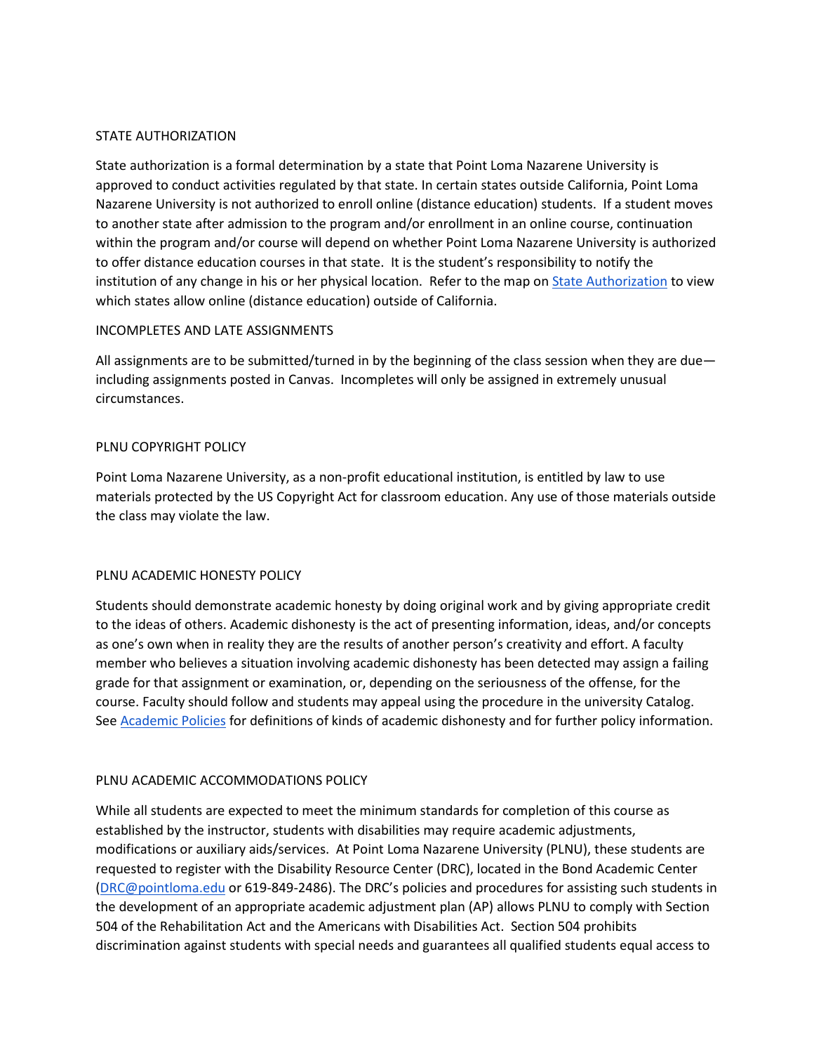## STATE AUTHORIZATION

State authorization is a formal determination by a state that Point Loma Nazarene University is approved to conduct activities regulated by that state. In certain states outside California, Point Loma Nazarene University is not authorized to enroll online (distance education) students. If a student moves to another state after admission to the program and/or enrollment in an online course, continuation within the program and/or course will depend on whether Point Loma Nazarene University is authorized to offer distance education courses in that state. It is the student's responsibility to notify the institution of any change in his or her physical location. Refer to the map on [State Authorization] to view which states allow online (distance education) outside of California.

## INCOMPLETES AND LATE ASSIGNMENTS

All assignments are to be submitted/turned in by the beginning of the class session when they are due—including assignments posted in Canvas. Incompletes will only be assigned in extremely unusual circumstances.

## PLNU COPYRIGHT POLICY

Point Loma Nazarene University, as a non-profit educational institution, is entitled by law to use materials protected by the US Copyright Act for classroom education. Any use of those materials outside the class may violate the law.

## PLNU ACADEMIC HONESTY POLICY

Students should demonstrate academic honesty by doing original work and by giving appropriate credit to the ideas of others. Academic dishonesty is the act of presenting information, ideas, and/or concepts as one's own when in reality they are the results of another person's creativity and effort. A faculty member who believes a situation involving academic dishonesty has been detected may assign a failing grade for that assignment or examination, or, depending on the seriousness of the offense, for the course. Faculty should follow and students may appeal using the procedure in the university Catalog. See [Academic Policies] for definitions of kinds of academic dishonesty and for further policy information.

## PLNU ACADEMIC ACCOMMODATIONS POLICY

While all students are expected to meet the minimum standards for completion of this course as established by the instructor, students with disabilities may require academic adjustments, modifications or auxiliary aids/services. At Point Loma Nazarene University (PLNU), these students are requested to register with the Disability Resource Center (DRC), located in the Bond Academic Center (DRC@pointloma.edu or 619-849-2486). The DRC's policies and procedures for assisting such students in the development of an appropriate academic adjustment plan (AP) allows PLNU to comply with Section 504 of the Rehabilitation Act and the Americans with Disabilities Act. Section 504 prohibits discrimination against students with special needs and guarantees all qualified students equal access to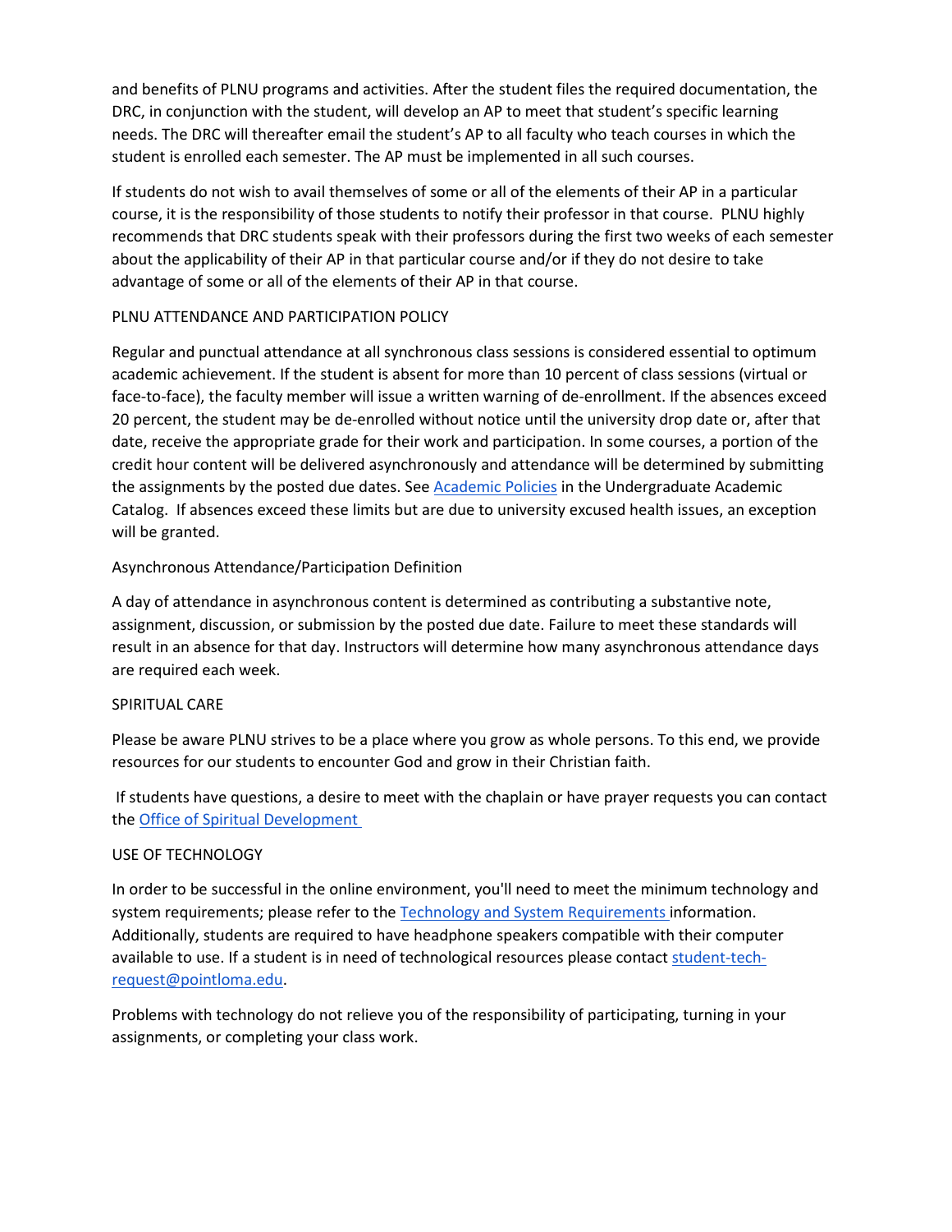and benefits of PLNU programs and activities. After the student files the required documentation, the DRC, in conjunction with the student, will develop an AP to meet that student's specific learning needs. The DRC will thereafter email the student's AP to all faculty who teach courses in which the student is enrolled each semester. The AP must be implemented in all such courses.

If students do not wish to avail themselves of some or all of the elements of their AP in a particular course, it is the responsibility of those students to notify their professor in that course. PLNU highly recommends that DRC students speak with their professors during the first two weeks of each semester about the applicability of their AP in that particular course and/or if they do not desire to take advantage of some or all of the elements of their AP in that course.

## PLNU ATTENDANCE AND PARTICIPATION POLICY

Regular and punctual attendance at all synchronous class sessions is considered essential to optimum academic achievement. If the student is absent for more than 10 percent of class sessions (virtual or face-to-face), the faculty member will issue a written warning of de-enrollment. If the absences exceed 20 percent, the student may be de-enrolled without notice until the university drop date or, after that date, receive the appropriate grade for their work and participation. In some courses, a portion of the credit hour content will be delivered asynchronously and attendance will be determined by submitting the assignments by the posted due dates. See [Academic Policies](#) in the Undergraduate Academic Catalog. If absences exceed these limits but are due to university excused health issues, an exception will be granted.

### Asynchronous Attendance/Participation Definition

A day of attendance in asynchronous content is determined as contributing a substantive note, assignment, discussion, or submission by the posted due date. Failure to meet these standards will result in an absence for that day. Instructors will determine how many asynchronous attendance days are required each week.

## SPIRITUAL CARE

Please be aware PLNU strives to be a place where you grow as whole persons. To this end, we provide resources for our students to encounter God and grow in their Christian faith.

If students have questions, a desire to meet with the chaplain or have prayer requests you can contact the [Office of Spiritual Development](#)

## USE OF TECHNOLOGY

In order to be successful in the online environment, you'll need to meet the minimum technology and system requirements; please refer to the [Technology and System Requirements](#) information. Additionally, students are required to have headphone speakers compatible with their computer available to use. If a student is in need of technological resources please contact [student-tech-request@pointloma.edu](mailto:student-tech-request@pointloma.edu).

Problems with technology do not relieve you of the responsibility of participating, turning in your assignments, or completing your class work.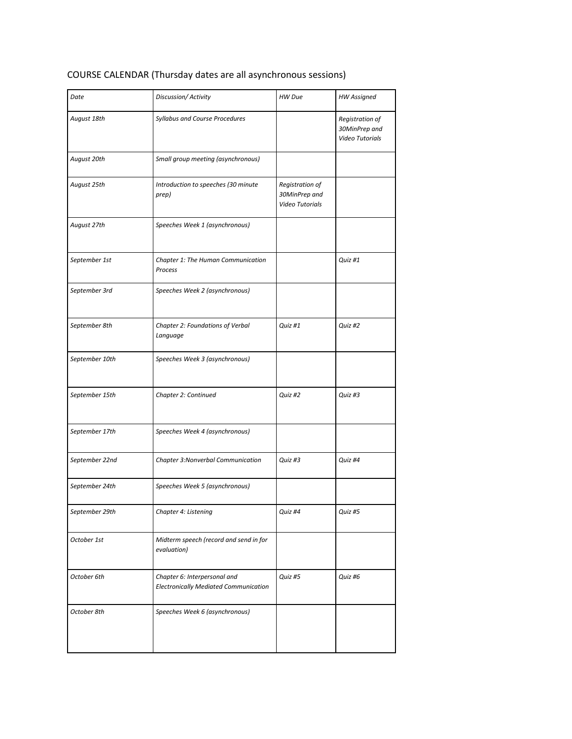COURSE CALENDAR (Thursday dates are all asynchronous sessions)

| *Date* | *Discussion/ Activity* | *HW Due* | *HW Assigned* |
|---|---|---|---|
| *August 18th* | *Syllabus and Course Procedures* | | *Registration of 30MinPrep and Video Tutorials* |
| *August 20th* | *Small group meeting (asynchronous)* | | |
| *August 25th* | *Introduction to speeches (30 minute prep)* | *Registration of 30MinPrep and Video Tutorials* | |
| *August 27th* | *Speeches Week 1 (asynchronous)* | | |
| *September 1st* | *Chapter 1: The Human Communication Process* | | *Quiz #1* |
| *September 3rd* | *Speeches Week 2 (asynchronous)* | | |
| *September 8th* | *Chapter 2: Foundations of Verbal Language* | *Quiz #1* | *Quiz #2* |
| *September 10th* | *Speeches Week 3 (asynchronous)* | | |
| *September 15th* | *Chapter 2: Continued* | *Quiz #2* | *Quiz #3* |
| *September 17th* | *Speeches Week 4 (asynchronous)* | | |
| *September 22nd* | *Chapter 3:Nonverbal Communication* | *Quiz #3* | *Quiz #4* |
| *September 24th* | *Speeches Week 5 (asynchronous)* | | |
| *September 29th* | *Chapter 4: Listening* | *Quiz #4* | *Quiz #5* |
| *October 1st* | *Midterm speech (record and send in for evaluation)* | | |
| *October 6th* | *Chapter 6: Interpersonal and Electronically Mediated Communication* | *Quiz #5* | *Quiz #6* |
| *October 8th* | *Speeches Week 6 (asynchronous)* | | |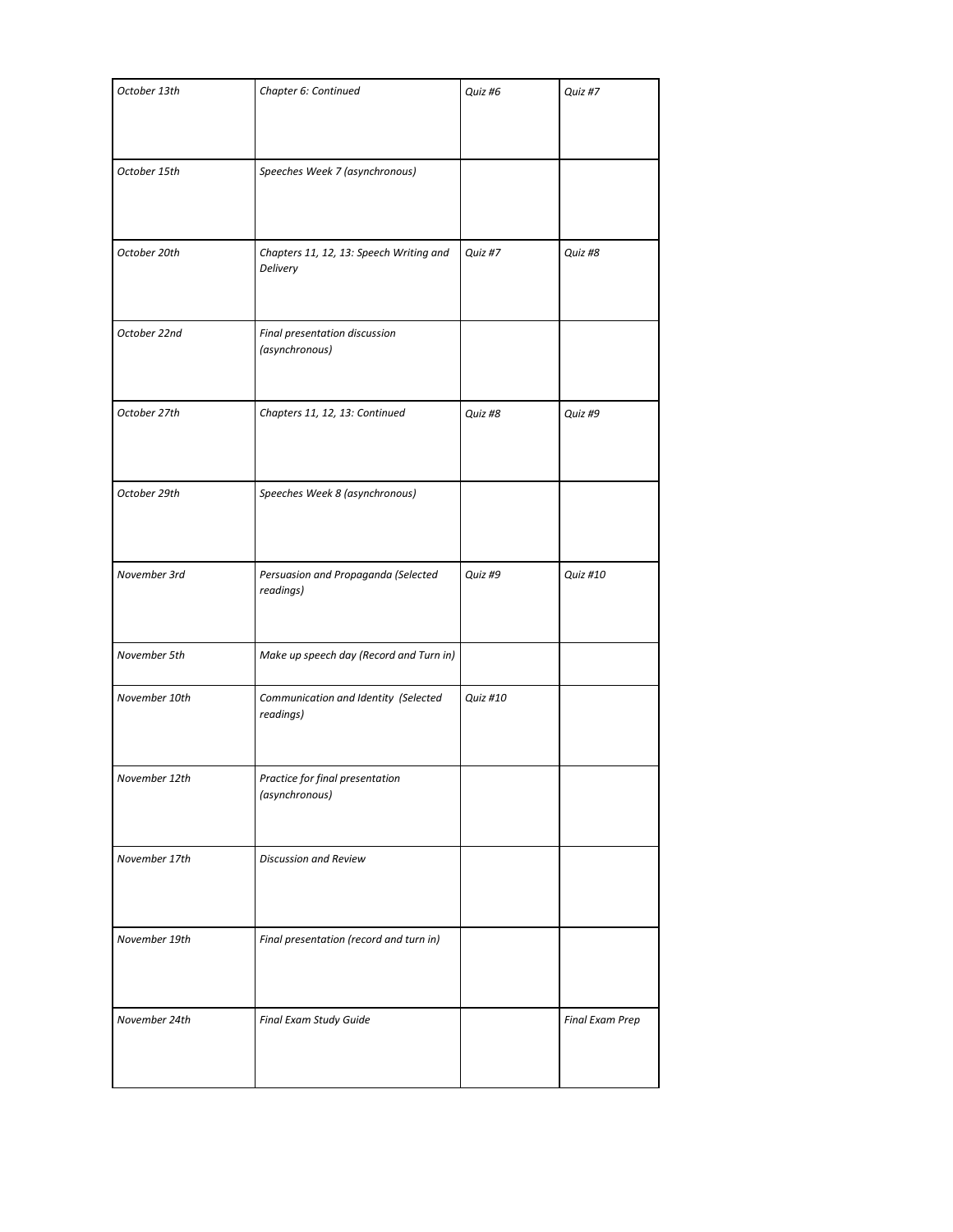| *October 13th* | *Chapter 6: Continued* | *Quiz #6* | *Quiz #7* |
|---|---|---|---|
| *October 15th* | *Speeches Week 7 (asynchronous)* | | |
| *October 20th* | *Chapters 11, 12, 13: Speech Writing and Delivery* | *Quiz #7* | *Quiz #8* |
| *October 22nd* | *Final presentation discussion (asynchronous)* | | |
| *October 27th* | *Chapters 11, 12, 13: Continued* | *Quiz #8* | *Quiz #9* |
| *October 29th* | *Speeches Week 8 (asynchronous)* | | |
| *November 3rd* | *Persuasion and Propaganda (Selected readings)* | *Quiz #9* | *Quiz #10* |
| *November 5th* | *Make up speech day (Record and Turn in)* | | |
| *November 10th* | *Communication and Identity (Selected readings)* | *Quiz #10* | |
| *November 12th* | *Practice for final presentation (asynchronous)* | | |
| *November 17th* | *Discussion and Review* | | |
| *November 19th* | *Final presentation (record and turn in)* | | |
| *November 24th* | *Final Exam Study Guide* | | *Final Exam Prep* |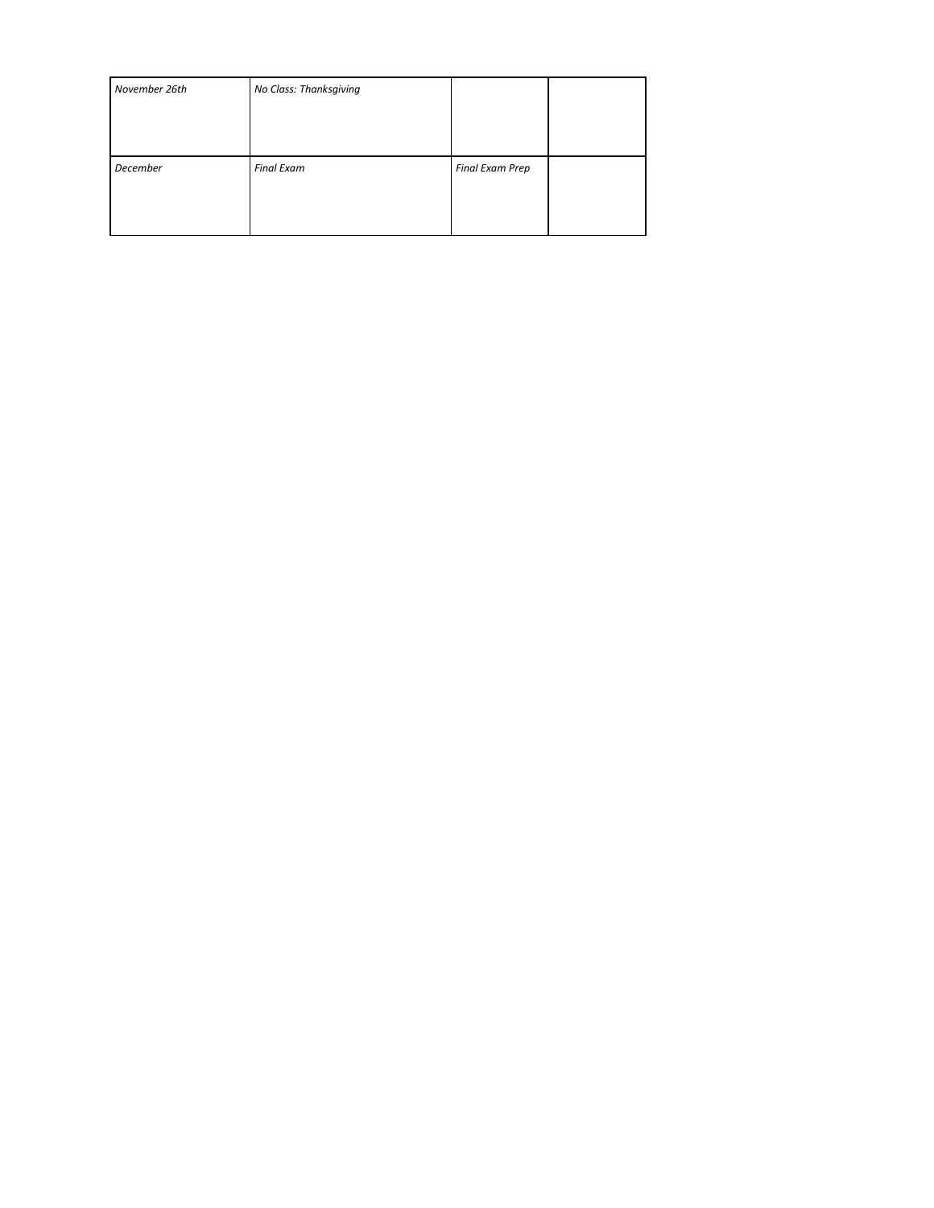| | | | |
|---|---|---|---|
| *November 26th* | *No Class: Thanksgiving* | | |
| *December* | *Final Exam* | *Final Exam Prep* | |